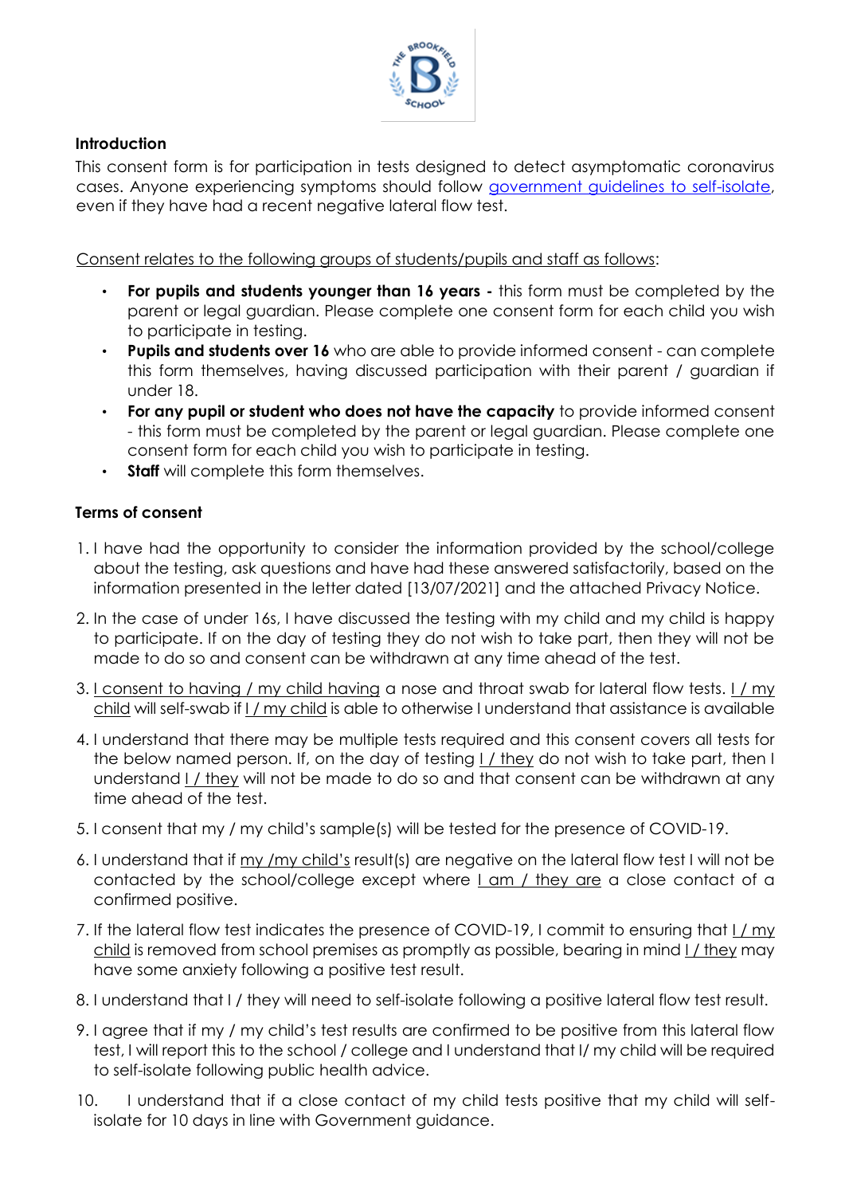**Introduction**

This consent form is for participation in tests designed to detect asymptomatic coronavirus cases. Anyone experiencing symptoms should follow government guidelines to self-isolate, even if they have had a recent negative lateral flow test.

Consent relates to the following groups of students/pupils and staff as follows:

- **For pupils and students younger than 16 years -** this form must be completed by the parent or legal guardian. Please complete one consent form for each child you wish to participate in testing.
- **Pupils and students over 16** who are able to provide informed consent - can complete this form themselves, having discussed participation with their parent / guardian if under 18.
- **For any pupil or student who does not have the capacity** to provide informed consent - this form must be completed by the parent or legal guardian. Please complete one consent form for each child you wish to participate in testing.
- **Staff** will complete this form themselves.

**Terms of consent**

1. I have had the opportunity to consider the information provided by the school/college about the testing, ask questions and have had these answered satisfactorily, based on the information presented in the letter dated [13/07/2021] and the attached Privacy Notice.
2. In the case of under 16s, I have discussed the testing with my child and my child is happy to participate. If on the day of testing they do not wish to take part, then they will not be made to do so and consent can be withdrawn at any time ahead of the test.
3. I consent to having / my child having a nose and throat swab for lateral flow tests. I / my child will self-swab if I / my child is able to otherwise I understand that assistance is available
4. I understand that there may be multiple tests required and this consent covers all tests for the below named person. If, on the day of testing I / they do not wish to take part, then I understand I / they will not be made to do so and that consent can be withdrawn at any time ahead of the test.
5. I consent that my / my child's sample(s) will be tested for the presence of COVID-19.
6. I understand that if my /my child's result(s) are negative on the lateral flow test I will not be contacted by the school/college except where I am / they are a close contact of a confirmed positive.
7. If the lateral flow test indicates the presence of COVID-19, I commit to ensuring that I / my child is removed from school premises as promptly as possible, bearing in mind I / they may have some anxiety following a positive test result.
8. I understand that I / they will need to self-isolate following a positive lateral flow test result.
9. I agree that if my / my child's test results are confirmed to be positive from this lateral flow test, I will report this to the school / college and I understand that I/ my child will be required to self-isolate following public health advice.
10. I understand that if a close contact of my child tests positive that my child will self-isolate for 10 days in line with Government guidance.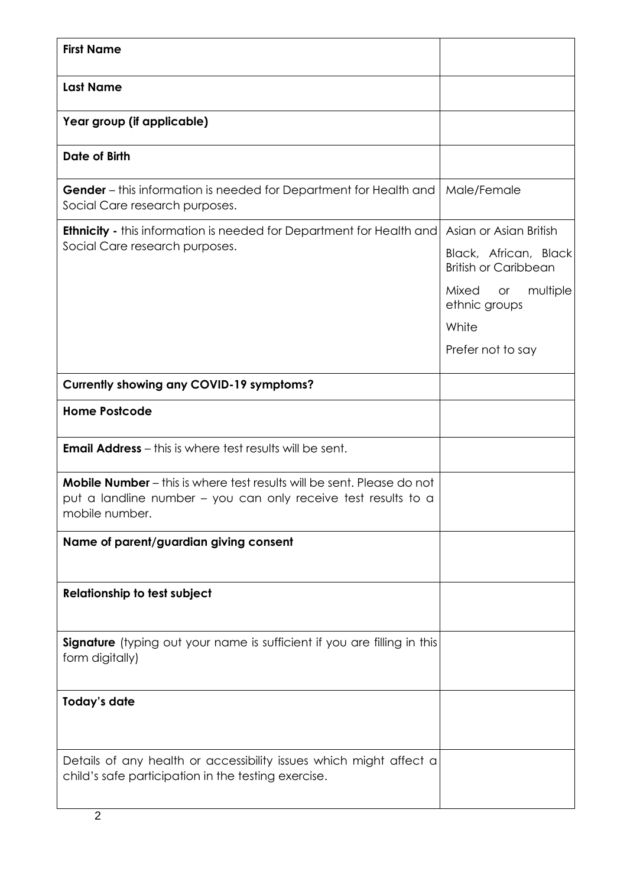| | |
|---|---|
| **First Name** | |
| **Last Name** | |
| **Year group (if applicable)** | |
| **Date of Birth** | |
| **Gender** – this information is needed for Department for Health and Social Care research purposes. | Male/Female |
| **Ethnicity -** this information is needed for Department for Health and Social Care research purposes. | Asian or Asian British<br><br>Black, African, Black British or Caribbean<br><br>Mixed or multiple ethnic groups<br><br>White<br><br>Prefer not to say |
| **Currently showing any COVID-19 symptoms?** | |
| **Home Postcode** | |
| **Email Address** – this is where test results will be sent. | |
| **Mobile Number** – this is where test results will be sent. Please do not put a landline number – you can only receive test results to a mobile number. | |
| **Name of parent/guardian giving consent** | |
| **Relationship to test subject** | |
| **Signature** (typing out your name is sufficient if you are filling in this form digitally) | |
| **Today's date** | |
| Details of any health or accessibility issues which might affect a child's safe participation in the testing exercise. | |